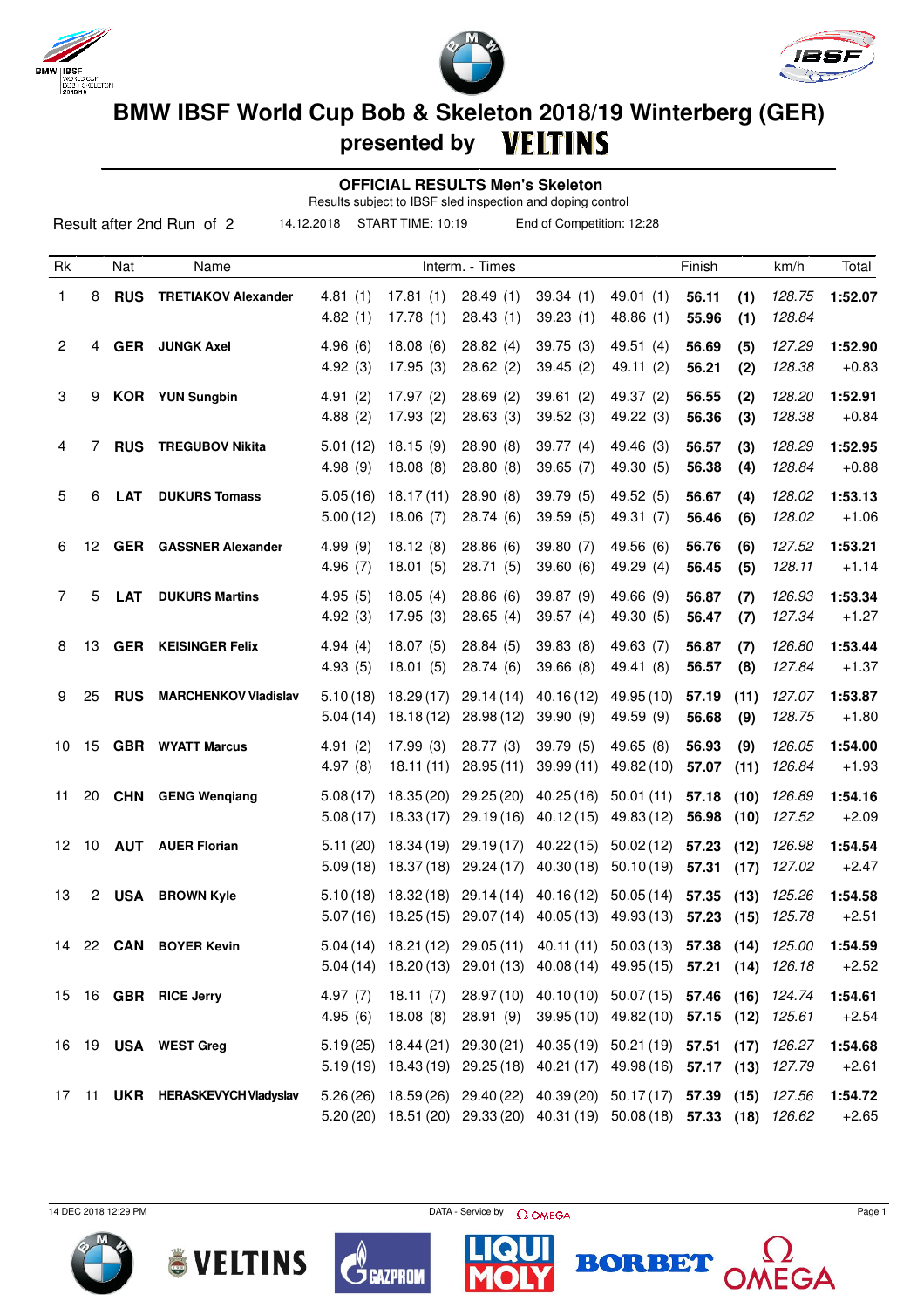# BMW IBSF World Cup Bob & Skeleton 2018/19 Winterberg (GER)

## presented by VELTINS

### OFFICIAL RESULTS Men's Skeleton

Results subject to IBSF sled inspection and doping control

Result after 2nd Run of 2 | 14.12.2018 | START TIME: 10:19 | End of Competition: 12:28

| Rk | | Nat | Name | Interm. - Times | | | | | Finish | | km/h | Total |
|---|---|---|---|---|---|---|---|---|---|---|---|---|
| 1 | 8 | RUS | TRETIAKOV Alexander | 4.81 (1) | 17.81 (1) | 28.49 (1) | 39.34 (1) | 49.01 (1) | **56.11** | **(1)** | *128.75* | **1:52.07** |
| | | | | 4.82 (1) | 17.78 (1) | 28.43 (1) | 39.23 (1) | 48.86 (1) | **55.96** | **(1)** | *128.84* | |
| 2 | 4 | GER | JUNGK Axel | 4.96 (6) | 18.08 (6) | 28.82 (4) | 39.75 (3) | 49.51 (4) | **56.69** | **(5)** | *127.29* | **1:52.90** |
| | | | | 4.92 (3) | 17.95 (3) | 28.62 (2) | 39.45 (2) | 49.11 (2) | **56.21** | **(2)** | *128.38* | +0.83 |
| 3 | 9 | KOR | YUN Sungbin | 4.91 (2) | 17.97 (2) | 28.69 (2) | 39.61 (2) | 49.37 (2) | **56.55** | **(2)** | *128.20* | **1:52.91** |
| | | | | 4.88 (2) | 17.93 (2) | 28.63 (3) | 39.52 (3) | 49.22 (3) | **56.36** | **(3)** | *128.38* | +0.84 |
| 4 | 7 | RUS | TREGUBOV Nikita | 5.01 (12) | 18.15 (9) | 28.90 (8) | 39.77 (4) | 49.46 (3) | **56.57** | **(3)** | *128.29* | **1:52.95** |
| | | | | 4.98 (9) | 18.08 (8) | 28.80 (8) | 39.65 (7) | 49.30 (5) | **56.38** | **(4)** | *128.84* | +0.88 |
| 5 | 6 | LAT | DUKURS Tomass | 5.05 (16) | 18.17 (11) | 28.90 (8) | 39.79 (5) | 49.52 (5) | **56.67** | **(4)** | *128.02* | **1:53.13** |
| | | | | 5.00 (12) | 18.06 (7) | 28.74 (6) | 39.59 (5) | 49.31 (7) | **56.46** | **(6)** | *128.02* | +1.06 |
| 6 | 12 | GER | GASSNER Alexander | 4.99 (9) | 18.12 (8) | 28.86 (6) | 39.80 (7) | 49.56 (6) | **56.76** | **(6)** | *127.52* | **1:53.21** |
| | | | | 4.96 (7) | 18.01 (5) | 28.71 (5) | 39.60 (6) | 49.29 (4) | **56.45** | **(5)** | *128.11* | +1.14 |
| 7 | 5 | LAT | DUKURS Martins | 4.95 (5) | 18.05 (4) | 28.86 (6) | 39.87 (9) | 49.66 (9) | **56.87** | **(7)** | *126.93* | **1:53.34** |
| | | | | 4.92 (3) | 17.95 (3) | 28.65 (4) | 39.57 (4) | 49.30 (5) | **56.47** | **(7)** | *127.34* | +1.27 |
| 8 | 13 | GER | KEISINGER Felix | 4.94 (4) | 18.07 (5) | 28.84 (5) | 39.83 (8) | 49.63 (7) | **56.87** | **(7)** | *126.80* | **1:53.44** |
| | | | | 4.93 (5) | 18.01 (5) | 28.74 (6) | 39.66 (8) | 49.41 (8) | **56.57** | **(8)** | *127.84* | +1.37 |
| 9 | 25 | RUS | MARCHENKOV Vladislav | 5.10 (18) | 18.29 (17) | 29.14 (14) | 40.16 (12) | 49.95 (10) | **57.19** | **(11)** | *127.07* | **1:53.87** |
| | | | | 5.04 (14) | 18.18 (12) | 28.98 (12) | 39.90 (9) | 49.59 (9) | **56.68** | **(9)** | *128.75* | +1.80 |
| 10 | 15 | GBR | WYATT Marcus | 4.91 (2) | 17.99 (3) | 28.77 (3) | 39.79 (5) | 49.65 (8) | **56.93** | **(9)** | *126.05* | **1:54.00** |
| | | | | 4.97 (8) | 18.11 (11) | 28.95 (11) | 39.99 (11) | 49.82 (10) | **57.07** | **(11)** | *126.84* | +1.93 |
| 11 | 20 | CHN | GENG Wenqiang | 5.08 (17) | 18.35 (20) | 29.25 (20) | 40.25 (16) | 50.01 (11) | **57.18** | **(10)** | *126.89* | **1:54.16** |
| | | | | 5.08 (17) | 18.33 (17) | 29.19 (16) | 40.12 (15) | 49.83 (12) | **56.98** | **(10)** | *127.52* | +2.09 |
| 12 | 10 | AUT | AUER Florian | 5.11 (20) | 18.34 (19) | 29.19 (17) | 40.22 (15) | 50.02 (12) | **57.23** | **(12)** | *126.98* | **1:54.54** |
| | | | | 5.09 (18) | 18.37 (18) | 29.24 (17) | 40.30 (18) | 50.10 (19) | **57.31** | **(17)** | *127.02* | +2.47 |
| 13 | 2 | USA | BROWN Kyle | 5.10 (18) | 18.32 (18) | 29.14 (14) | 40.16 (12) | 50.05 (14) | **57.35** | **(13)** | *125.26* | **1:54.58** |
| | | | | 5.07 (16) | 18.25 (15) | 29.07 (14) | 40.05 (13) | 49.93 (13) | **57.23** | **(15)** | *125.78* | +2.51 |
| 14 | 22 | CAN | BOYER Kevin | 5.04 (14) | 18.21 (12) | 29.05 (11) | 40.11 (11) | 50.03 (13) | **57.38** | **(14)** | *125.00* | **1:54.59** |
| | | | | 5.04 (14) | 18.20 (13) | 29.01 (13) | 40.08 (14) | 49.95 (15) | **57.21** | **(14)** | *126.18* | +2.52 |
| 15 | 16 | GBR | RICE Jerry | 4.97 (7) | 18.11 (7) | 28.97 (10) | 40.10 (10) | 50.07 (15) | **57.46** | **(16)** | *124.74* | **1:54.61** |
| | | | | 4.95 (6) | 18.08 (8) | 28.91 (9) | 39.95 (10) | 49.82 (10) | **57.15** | **(12)** | *125.61* | +2.54 |
| 16 | 19 | USA | WEST Greg | 5.19 (25) | 18.44 (21) | 29.30 (21) | 40.35 (19) | 50.21 (19) | **57.51** | **(17)** | *126.27* | **1:54.68** |
| | | | | 5.19 (19) | 18.43 (19) | 29.25 (18) | 40.21 (17) | 49.98 (16) | **57.17** | **(13)** | *127.79* | +2.61 |
| 17 | 11 | UKR | HERASKEVYCH Vladyslav | 5.26 (26) | 18.59 (26) | 29.40 (22) | 40.39 (20) | 50.17 (17) | **57.39** | **(15)** | *127.56* | **1:54.72** |
| | | | | 5.20 (20) | 18.51 (20) | 29.33 (20) | 40.31 (19) | 50.08 (18) | **57.33** | **(18)** | *126.62* | +2.65 |

14 DEC 2018 12:29 PM — DATA - Service by OMEGA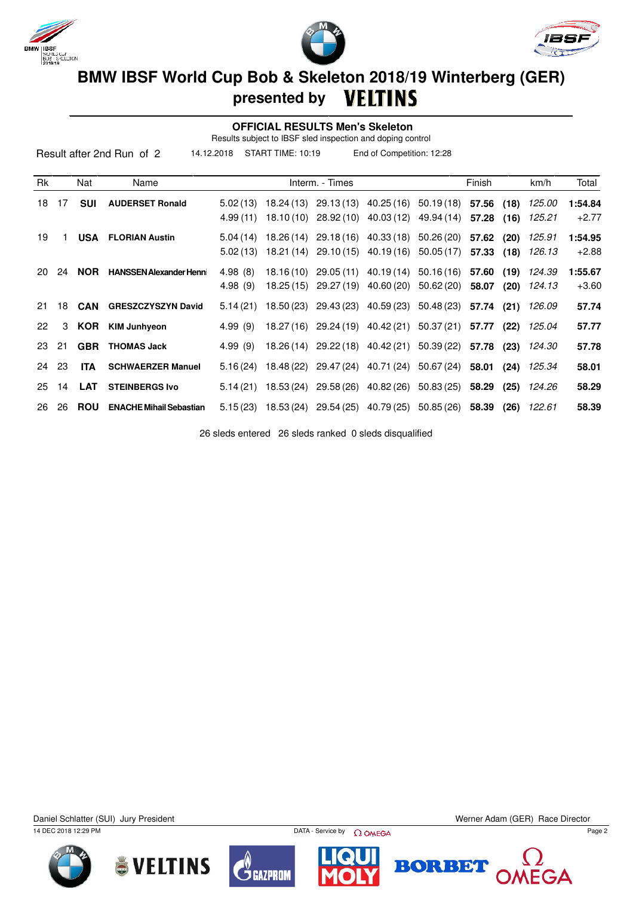# BMW IBSF World Cup Bob & Skeleton 2018/19 Winterberg (GER)

## presented by VELTINS

### OFFICIAL RESULTS Men's Skeleton

Results subject to IBSF sled inspection and doping control

Result after 2nd Run of 2 | 14.12.2018 | START TIME: 10:19 | End of Competition: 12:28

| Rk | | Nat | Name | Interm. - Times | | | | | Finish | | km/h | Total |
|---|---|---|---|---|---|---|---|---|---|---|---|---|
| 18 | 17 | **SUI** | **AUDERSET Ronald** | 5.02 (13) | 18.24 (13) | 29.13 (13) | 40.25 (16) | 50.19 (18) | **57.56** | **(18)** | *125.00* | **1:54.84** |
| | | | | 4.99 (11) | 18.10 (10) | 28.92 (10) | 40.03 (12) | 49.94 (14) | **57.28** | **(16)** | *125.21* | +2.77 |
| 19 | 1 | **USA** | **FLORIAN Austin** | 5.04 (14) | 18.26 (14) | 29.18 (16) | 40.33 (18) | 50.26 (20) | **57.62** | **(20)** | *125.91* | **1:54.95** |
| | | | | 5.02 (13) | 18.21 (14) | 29.10 (15) | 40.19 (16) | 50.05 (17) | **57.33** | **(18)** | *126.13* | +2.88 |
| 20 | 24 | **NOR** | **HANSSEN Alexander Henni** | 4.98 (8) | 18.16 (10) | 29.05 (11) | 40.19 (14) | 50.16 (16) | **57.60** | **(19)** | *124.39* | **1:55.67** |
| | | | | 4.98 (9) | 18.25 (15) | 29.27 (19) | 40.60 (20) | 50.62 (20) | **58.07** | **(20)** | *124.13* | +3.60 |
| 21 | 18 | **CAN** | **GRESZCZYSZYN David** | 5.14 (21) | 18.50 (23) | 29.43 (23) | 40.59 (23) | 50.48 (23) | **57.74** | **(21)** | *126.09* | **57.74** |
| 22 | 3 | **KOR** | **KIM Junhyeon** | 4.99 (9) | 18.27 (16) | 29.24 (19) | 40.42 (21) | 50.37 (21) | **57.77** | **(22)** | *125.04* | **57.77** |
| 23 | 21 | **GBR** | **THOMAS Jack** | 4.99 (9) | 18.26 (14) | 29.22 (18) | 40.42 (21) | 50.39 (22) | **57.78** | **(23)** | *124.30* | **57.78** |
| 24 | 23 | **ITA** | **SCHWAERZER Manuel** | 5.16 (24) | 18.48 (22) | 29.47 (24) | 40.71 (24) | 50.67 (24) | **58.01** | **(24)** | *125.34* | **58.01** |
| 25 | 14 | **LAT** | **STEINBERGS Ivo** | 5.14 (21) | 18.53 (24) | 29.58 (26) | 40.82 (26) | 50.83 (25) | **58.29** | **(25)** | *124.26* | **58.29** |
| 26 | 26 | **ROU** | **ENACHE Mihail Sebastian** | 5.15 (23) | 18.53 (24) | 29.54 (25) | 40.79 (25) | 50.85 (26) | **58.39** | **(26)** | *122.61* | **58.39** |

26 sleds entered   26 sleds ranked   0 sleds disqualified

Daniel Schlatter (SUI) Jury President

Werner Adam (GER) Race Director

14 DEC 2018 12:29 PM

DATA - Service by OMEGA